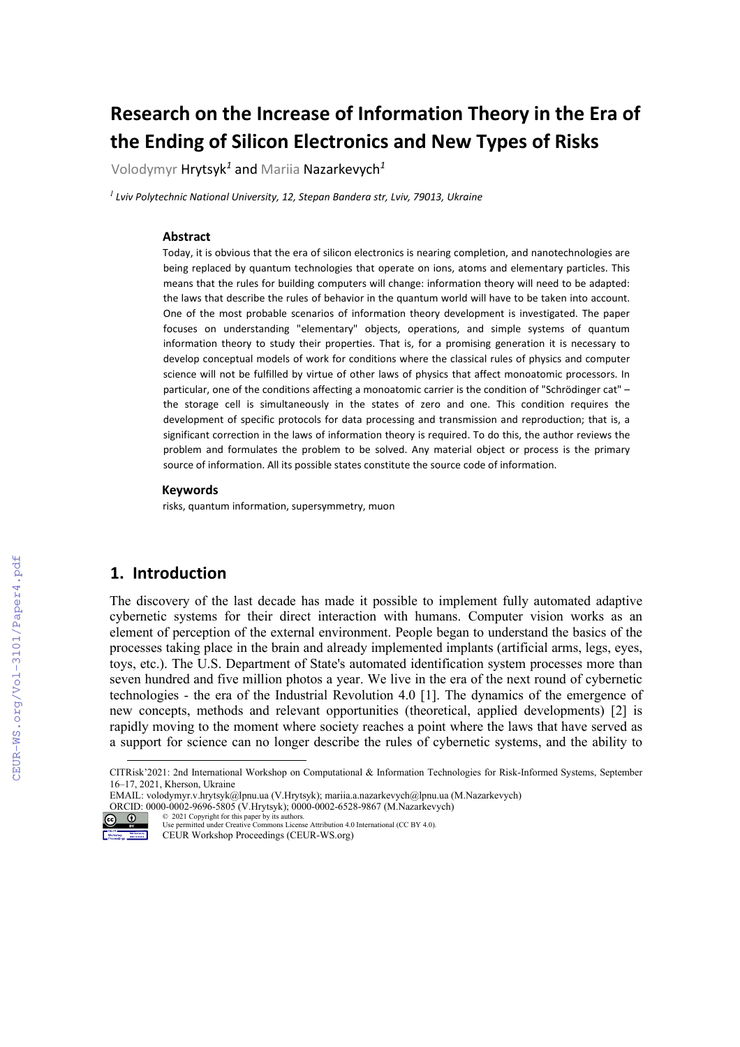# Research on the Increase of Information Theory in the Era of the Ending of Silicon Electronics and New Types of Risks

Volodymyr Hrytsyk[1] and Mariia Nazarkevych[1]

[1] *Lviv Polytechnic National University, 12, Stepan Bandera str, Lviv, 79013, Ukraine*

### Abstract

Today, it is obvious that the era of silicon electronics is nearing completion, and nanotechnologies are being replaced by quantum technologies that operate on ions, atoms and elementary particles. This means that the rules for building computers will change: information theory will need to be adapted: the laws that describe the rules of behavior in the quantum world will have to be taken into account. One of the most probable scenarios of information theory development is investigated. The paper focuses on understanding "elementary" objects, operations, and simple systems of quantum information theory to study their properties. That is, for a promising generation it is necessary to develop conceptual models of work for conditions where the classical rules of physics and computer science will not be fulfilled by virtue of other laws of physics that affect monoatomic processors. In particular, one of the conditions affecting a monoatomic carrier is the condition of "Schrödinger cat" – the storage cell is simultaneously in the states of zero and one. This condition requires the development of specific protocols for data processing and transmission and reproduction; that is, a significant correction in the laws of information theory is required. To do this, the author reviews the problem and formulates the problem to be solved. Any material object or process is the primary source of information. All its possible states constitute the source code of information.

### Keywords

risks, quantum information, supersymmetry, muon

## 1. Introduction

The discovery of the last decade has made it possible to implement fully automated adaptive cybernetic systems for their direct interaction with humans. Computer vision works as an element of perception of the external environment. People began to understand the basics of the processes taking place in the brain and already implemented implants (artificial arms, legs, eyes, toys, etc.). The U.S. Department of State's automated identification system processes more than seven hundred and five million photos a year. We live in the era of the next round of cybernetic technologies - the era of the Industrial Revolution 4.0 [1]. The dynamics of the emergence of new concepts, methods and relevant opportunities (theoretical, applied developments) [2] is rapidly moving to the moment where society reaches a point where the laws that have served as a support for science can no longer describe the rules of cybernetic systems, and the ability to

---

CITRisk'2021: 2nd International Workshop on Computational & Information Technologies for Risk-Informed Systems, September 16–17, 2021, Kherson, Ukraine
EMAIL: volodymyr.v.hrytsyk@lpnu.ua (V.Hrytsyk); mariia.a.nazarkevych@lpnu.ua (M.Nazarkevych)
ORCID: 0000-0002-9696-5805 (V.Hrytsyk); 0000-0002-6528-9867 (M.Nazarkevych)
© 2021 Copyright for this paper by its authors.
Use permitted under Creative Commons License Attribution 4.0 International (CC BY 4.0).
CEUR Workshop Proceedings (CEUR-WS.org)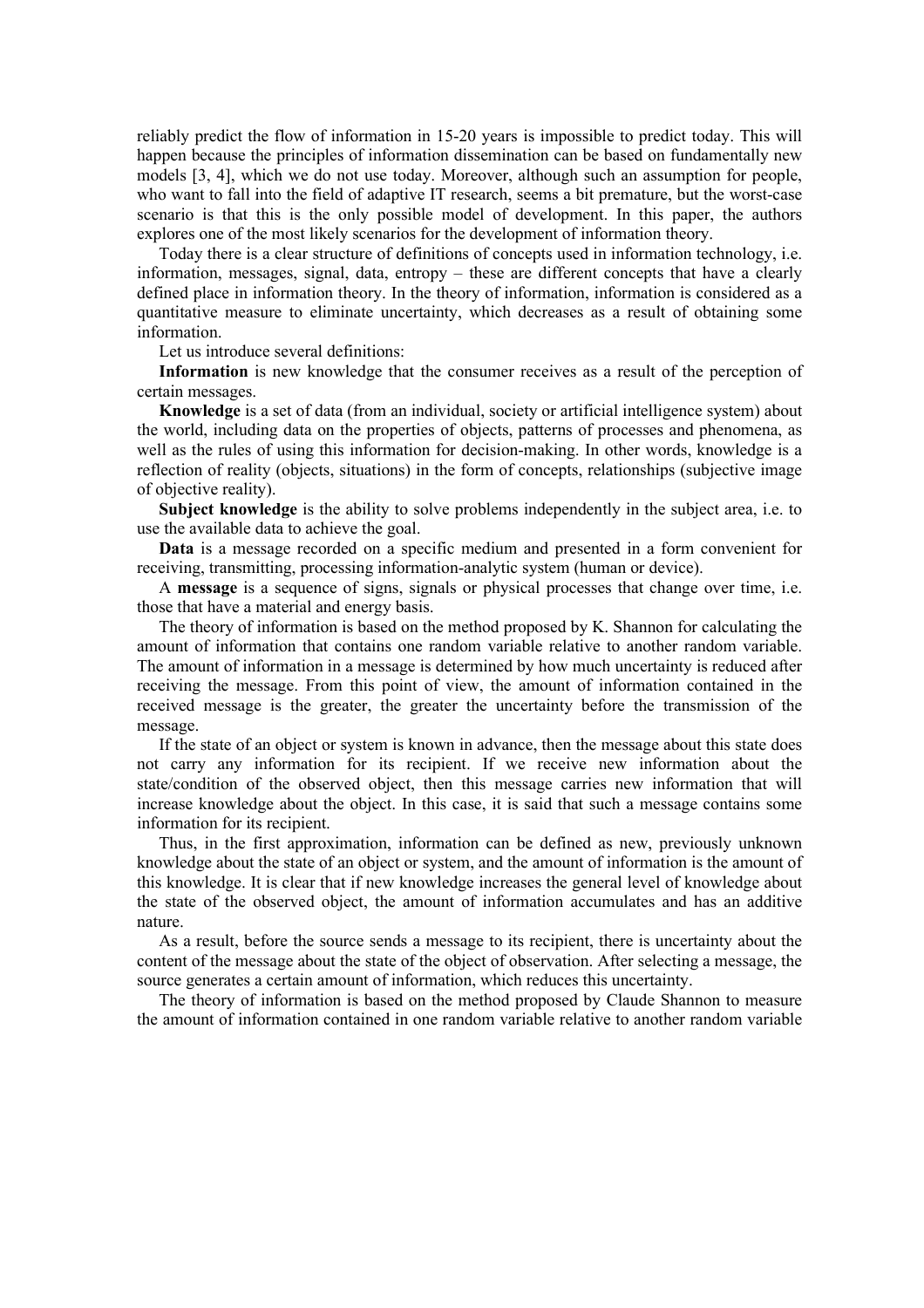reliably predict the flow of information in 15-20 years is impossible to predict today. This will happen because the principles of information dissemination can be based on fundamentally new models [3, 4], which we do not use today. Moreover, although such an assumption for people, who want to fall into the field of adaptive IT research, seems a bit premature, but the worst-case scenario is that this is the only possible model of development. In this paper, the authors explores one of the most likely scenarios for the development of information theory.

Today there is a clear structure of definitions of concepts used in information technology, i.e. information, messages, signal, data, entropy – these are different concepts that have a clearly defined place in information theory. In the theory of information, information is considered as a quantitative measure to eliminate uncertainty, which decreases as a result of obtaining some information.

Let us introduce several definitions:

**Information** is new knowledge that the consumer receives as a result of the perception of certain messages.

**Knowledge** is a set of data (from an individual, society or artificial intelligence system) about the world, including data on the properties of objects, patterns of processes and phenomena, as well as the rules of using this information for decision-making. In other words, knowledge is a reflection of reality (objects, situations) in the form of concepts, relationships (subjective image of objective reality).

**Subject knowledge** is the ability to solve problems independently in the subject area, i.e. to use the available data to achieve the goal.

**Data** is a message recorded on a specific medium and presented in a form convenient for receiving, transmitting, processing information-analytic system (human or device).

A **message** is a sequence of signs, signals or physical processes that change over time, i.e. those that have a material and energy basis.

The theory of information is based on the method proposed by K. Shannon for calculating the amount of information that contains one random variable relative to another random variable. The amount of information in a message is determined by how much uncertainty is reduced after receiving the message. From this point of view, the amount of information contained in the received message is the greater, the greater the uncertainty before the transmission of the message.

If the state of an object or system is known in advance, then the message about this state does not carry any information for its recipient. If we receive new information about the state/condition of the observed object, then this message carries new information that will increase knowledge about the object. In this case, it is said that such a message contains some information for its recipient.

Thus, in the first approximation, information can be defined as new, previously unknown knowledge about the state of an object or system, and the amount of information is the amount of this knowledge. It is clear that if new knowledge increases the general level of knowledge about the state of the observed object, the amount of information accumulates and has an additive nature.

As a result, before the source sends a message to its recipient, there is uncertainty about the content of the message about the state of the object of observation. After selecting a message, the source generates a certain amount of information, which reduces this uncertainty.

The theory of information is based on the method proposed by Claude Shannon to measure the amount of information contained in one random variable relative to another random variable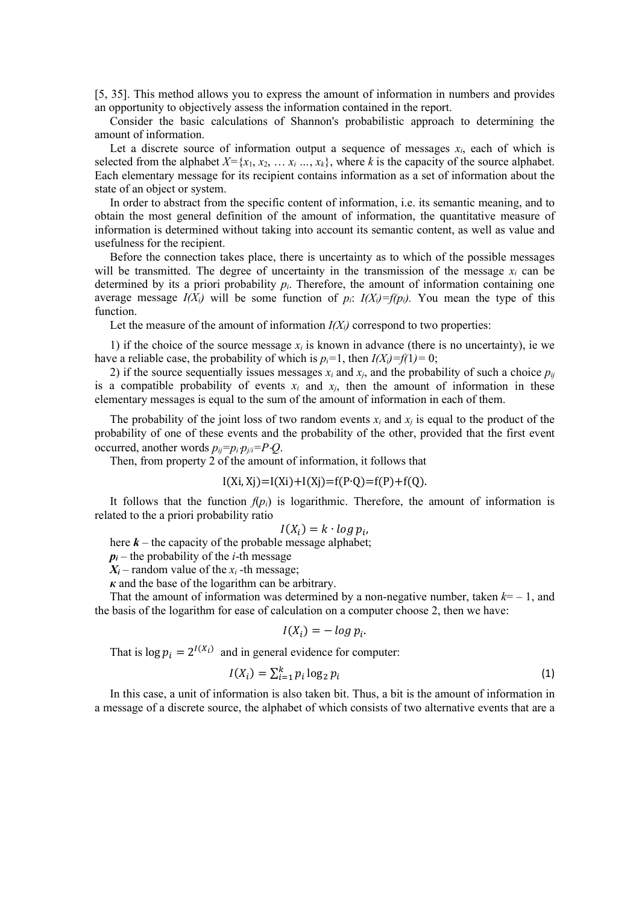[5, 35]. This method allows you to express the amount of information in numbers and provides an opportunity to objectively assess the information contained in the report.

Consider the basic calculations of Shannon's probabilistic approach to determining the amount of information.

Let a discrete source of information output a sequence of messages $x_i$, each of which is selected from the alphabet $X=\{x_1, x_2, \ldots x_i \ldots, x_k\}$, where $k$ is the capacity of the source alphabet. Each elementary message for its recipient contains information as a set of information about the state of an object or system.

In order to abstract from the specific content of information, i.e. its semantic meaning, and to obtain the most general definition of the amount of information, the quantitative measure of information is determined without taking into account its semantic content, as well as value and usefulness for the recipient.

Before the connection takes place, there is uncertainty as to which of the possible messages will be transmitted. The degree of uncertainty in the transmission of the message $x_i$ can be determined by its a priori probability $p_i$. Therefore, the amount of information containing one average message $I(X_i)$ will be some function of $p_i$: $I(X_i)=f(p_i)$. You mean the type of this function.

Let the measure of the amount of information $I(X_i)$ correspond to two properties:

1) if the choice of the source message $x_i$ is known in advance (there is no uncertainty), ie we have a reliable case, the probability of which is $p_i=1$, then $I(X_i)=f(1)=0$;

2) if the source sequentially issues messages $x_i$ and $x_j$, and the probability of such a choice $p_{ij}$ is a compatible probability of events $x_i$ and $x_j$, then the amount of information in these elementary messages is equal to the sum of the amount of information in each of them.

The probability of the joint loss of two random events $x_i$ and $x_j$ is equal to the product of the probability of one of these events and the probability of the other, provided that the first event occurred, another words $p_{ij}=p_i \cdot p_{j/i}=P \cdot Q$.

Then, from property 2 of the amount of information, it follows that

$$I(Xi, Xj)=I(Xi)+I(Xj)=f(P \cdot Q)=f(P)+f(Q).$$

It follows that the function $f(p_i)$ is logarithmic. Therefore, the amount of information is related to the a priori probability ratio

$$I(X_i) = k \cdot log\, p_i,$$

here $\boldsymbol{k}$ – the capacity of the probable message alphabet;

$\boldsymbol{p_i}$ – the probability of the $i$-th message

$\boldsymbol{X_i}$ – random value of the $x_i$ -th message;

$\boldsymbol{\kappa}$ and the base of the logarithm can be arbitrary.

That the amount of information was determined by a non-negative number, taken $k= -1$, and the basis of the logarithm for ease of calculation on a computer choose 2, then we have:

$$I(X_i) = -\, log\, p_i.$$

That is $\log p_i = 2^{I(X_i)}$ and in general evidence for computer:

$$I(X_i) = \sum_{i=1}^{k} p_i \log_2 p_i \tag{1}$$

In this case, a unit of information is also taken bit. Thus, a bit is the amount of information in a message of a discrete source, the alphabet of which consists of two alternative events that are a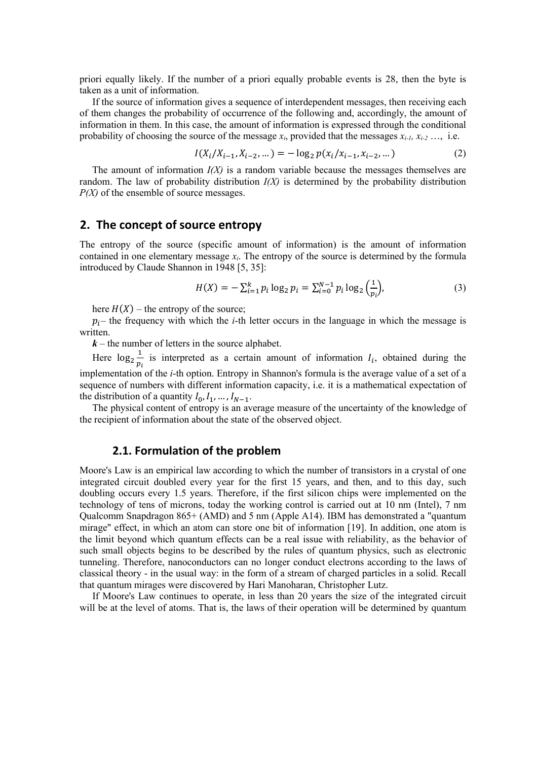priori equally likely. If the number of a priori equally probable events is 28, then the byte is taken as a unit of information.

If the source of information gives a sequence of interdependent messages, then receiving each of them changes the probability of occurrence of the following and, accordingly, the amount of information in them. In this case, the amount of information is expressed through the conditional probability of choosing the source of the message $x_i$, provided that the messages $x_{i-1}$, $x_{i-2}$ …, i.e.

$$I(X_i/X_{i-1}, X_{i-2}, \dots) = -\log_2 p(x_i/x_{i-1}, x_{i-2}, \dots) \tag{2}$$

The amount of information $I(X)$ is a random variable because the messages themselves are random. The law of probability distribution $I(X)$ is determined by the probability distribution $P(X)$ of the ensemble of source messages.

## 2. The concept of source entropy

The entropy of the source (specific amount of information) is the amount of information contained in one elementary message $x_i$. The entropy of the source is determined by the formula introduced by Claude Shannon in 1948 [5, 35]:

$$H(X) = -\sum_{i=1}^{k} p_i \log_2 p_i = \sum_{i=0}^{N-1} p_i \log_2 \left(\frac{1}{p_i}\right), \tag{3}$$

here $H(X)$ – the entropy of the source;

$p_i$ – the frequency with which the *i*-th letter occurs in the language in which the message is written.

$\boldsymbol{k}$ – the number of letters in the source alphabet.

Here $\log_2 \frac{1}{p_i}$ is interpreted as a certain amount of information $I_i$, obtained during the implementation of the *i*-th option. Entropy in Shannon's formula is the average value of a set of a sequence of numbers with different information capacity, i.e. it is a mathematical expectation of the distribution of a quantity $I_0, I_1, \dots, I_{N-1}$.

The physical content of entropy is an average measure of the uncertainty of the knowledge of the recipient of information about the state of the observed object.

### 2.1. Formulation of the problem

Moore's Law is an empirical law according to which the number of transistors in a crystal of one integrated circuit doubled every year for the first 15 years, and then, and to this day, such doubling occurs every 1.5 years. Therefore, if the first silicon chips were implemented on the technology of tens of microns, today the working control is carried out at 10 nm (Intel), 7 nm Qualcomm Snapdragon 865+ (AMD) and 5 nm (Apple A14). IBM has demonstrated a "quantum mirage" effect, in which an atom can store one bit of information [19]. In addition, one atom is the limit beyond which quantum effects can be a real issue with reliability, as the behavior of such small objects begins to be described by the rules of quantum physics, such as electronic tunneling. Therefore, nanoconductors can no longer conduct electrons according to the laws of classical theory - in the usual way: in the form of a stream of charged particles in a solid. Recall that quantum mirages were discovered by Hari Manoharan, Christopher Lutz.

If Moore's Law continues to operate, in less than 20 years the size of the integrated circuit will be at the level of atoms. That is, the laws of their operation will be determined by quantum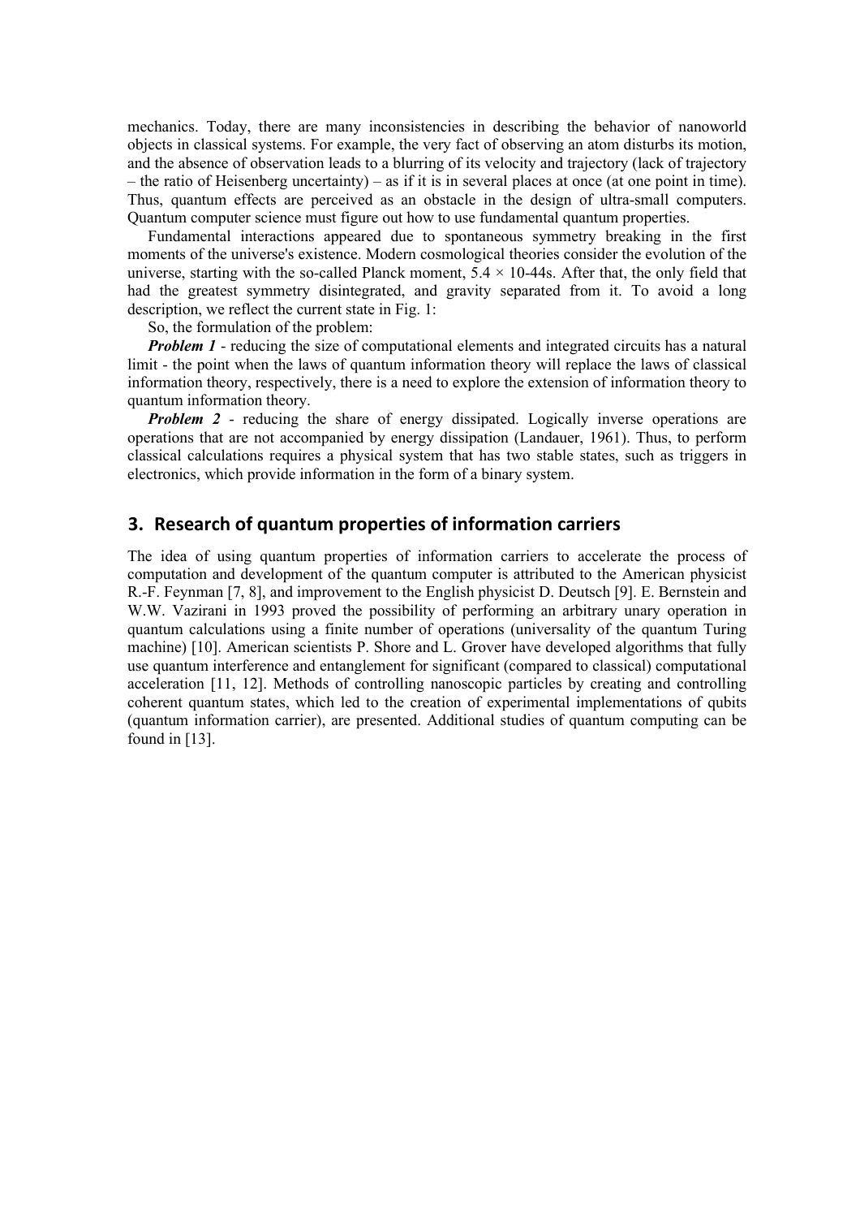mechanics. Today, there are many inconsistencies in describing the behavior of nanoworld objects in classical systems. For example, the very fact of observing an atom disturbs its motion, and the absence of observation leads to a blurring of its velocity and trajectory (lack of trajectory – the ratio of Heisenberg uncertainty) – as if it is in several places at once (at one point in time). Thus, quantum effects are perceived as an obstacle in the design of ultra-small computers. Quantum computer science must figure out how to use fundamental quantum properties.

Fundamental interactions appeared due to spontaneous symmetry breaking in the first moments of the universe's existence. Modern cosmological theories consider the evolution of the universe, starting with the so-called Planck moment, $5.4 \times 10\text{-}44$s. After that, the only field that had the greatest symmetry disintegrated, and gravity separated from it. To avoid a long description, we reflect the current state in Fig. 1:

So, the formulation of the problem:

***Problem 1*** - reducing the size of computational elements and integrated circuits has a natural limit - the point when the laws of quantum information theory will replace the laws of classical information theory, respectively, there is a need to explore the extension of information theory to quantum information theory.

***Problem 2*** - reducing the share of energy dissipated. Logically inverse operations are operations that are not accompanied by energy dissipation (Landauer, 1961). Thus, to perform classical calculations requires a physical system that has two stable states, such as triggers in electronics, which provide information in the form of a binary system.

## 3. Research of quantum properties of information carriers

The idea of using quantum properties of information carriers to accelerate the process of computation and development of the quantum computer is attributed to the American physicist R.-F. Feynman [7, 8], and improvement to the English physicist D. Deutsch [9]. E. Bernstein and W.W. Vazirani in 1993 proved the possibility of performing an arbitrary unary operation in quantum calculations using a finite number of operations (universality of the quantum Turing machine) [10]. American scientists P. Shore and L. Grover have developed algorithms that fully use quantum interference and entanglement for significant (compared to classical) computational acceleration [11, 12]. Methods of controlling nanoscopic particles by creating and controlling coherent quantum states, which led to the creation of experimental implementations of qubits (quantum information carrier), are presented. Additional studies of quantum computing can be found in [13].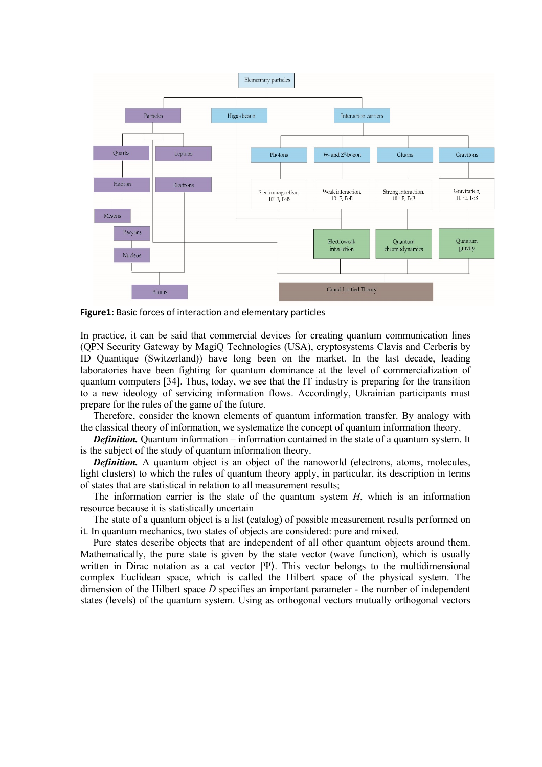**Figure1:** Basic forces of interaction and elementary particles

In practice, it can be said that commercial devices for creating quantum communication lines (QPN Security Gateway by MagiQ Technologies (USA), cryptosystems Clavis and Cerberis by ID Quantique (Switzerland)) have long been on the market. In the last decade, leading laboratories have been fighting for quantum dominance at the level of commercialization of quantum computers [34]. Thus, today, we see that the IT industry is preparing for the transition to a new ideology of servicing information flows. Accordingly, Ukrainian participants must prepare for the rules of the game of the future.

Therefore, consider the known elements of quantum information transfer. By analogy with the classical theory of information, we systematize the concept of quantum information theory.

***Definition.*** Quantum information – information contained in the state of a quantum system. It is the subject of the study of quantum information theory.

***Definition.*** A quantum object is an object of the nanoworld (electrons, atoms, molecules, light clusters) to which the rules of quantum theory apply, in particular, its description in terms of states that are statistical in relation to all measurement results;

The information carrier is the state of the quantum system $H$, which is an information resource because it is statistically uncertain

The state of a quantum object is a list (catalog) of possible measurement results performed on it. In quantum mechanics, two states of objects are considered: pure and mixed.

Pure states describe objects that are independent of all other quantum objects around them. Mathematically, the pure state is given by the state vector (wave function), which is usually written in Dirac notation as a cat vector $|\Psi\rangle$. This vector belongs to the multidimensional complex Euclidean space, which is called the Hilbert space of the physical system. The dimension of the Hilbert space $D$ specifies an important parameter - the number of independent states (levels) of the quantum system. Using as orthogonal vectors mutually orthogonal vectors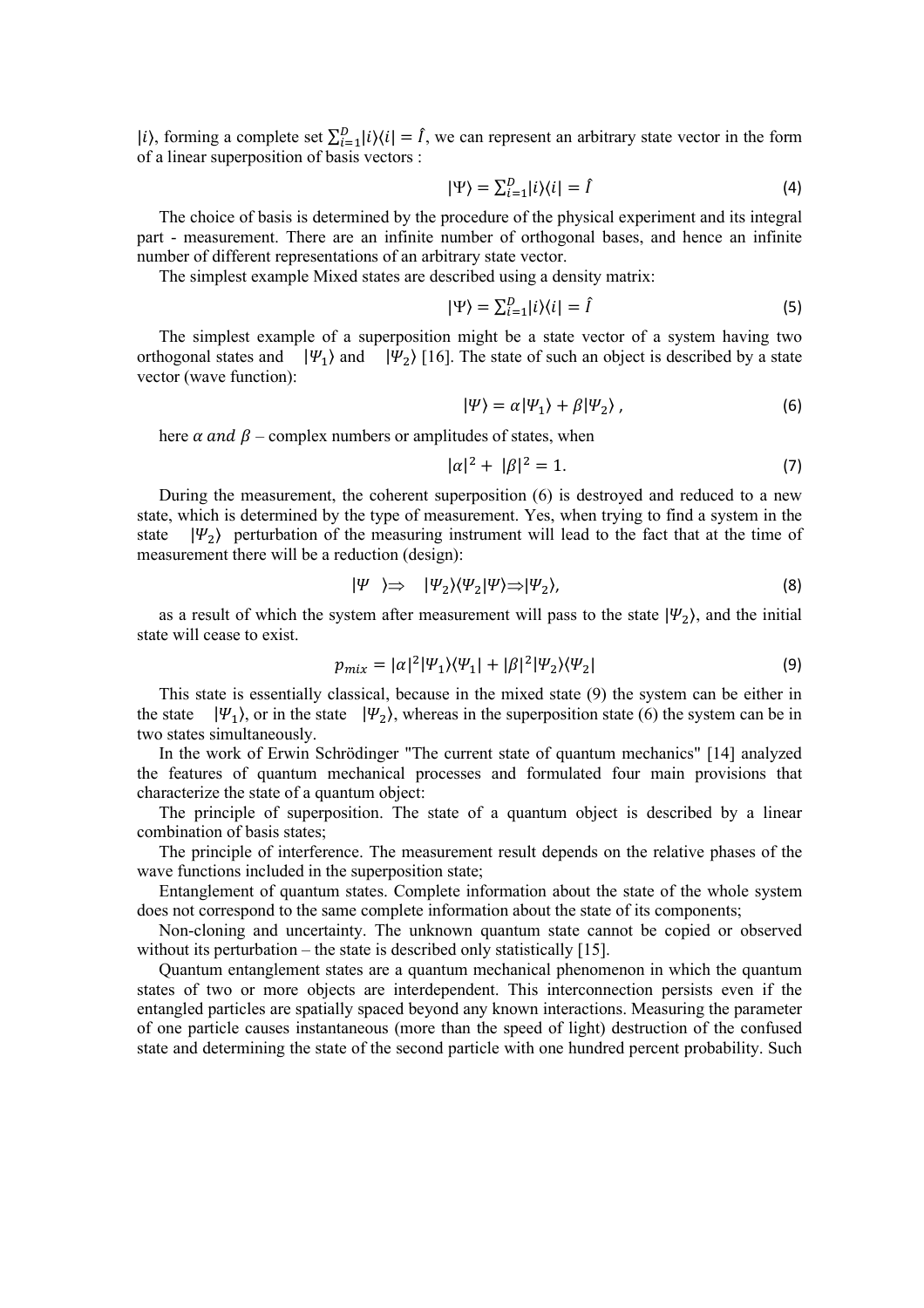$|i\rangle$, forming a complete set $\sum_{i=1}^{D}|i\rangle\langle i| = \hat{I}$, we can represent an arbitrary state vector in the form of a linear superposition of basis vectors :

$$|\Psi\rangle = \sum_{i=1}^{D}|i\rangle\langle i| = \hat{I} \tag{4}$$

The choice of basis is determined by the procedure of the physical experiment and its integral part - measurement. There are an infinite number of orthogonal bases, and hence an infinite number of different representations of an arbitrary state vector.

The simplest example Mixed states are described using a density matrix:

$$|\Psi\rangle = \sum_{i=1}^{D}|i\rangle\langle i| = \hat{I} \tag{5}$$

The simplest example of a superposition might be a state vector of a system having two orthogonal states and $|\Psi_1\rangle$ and $|\Psi_2\rangle$ [16]. The state of such an object is described by a state vector (wave function):

$$|\Psi\rangle = \alpha|\Psi_1\rangle + \beta|\Psi_2\rangle\ , \tag{6}$$

here $\alpha\ and\ \beta$ – complex numbers or amplitudes of states, when

$$|\alpha|^2 + |\beta|^2 = 1. \tag{7}$$

During the measurement, the coherent superposition (6) is destroyed and reduced to a new state, which is determined by the type of measurement. Yes, when trying to find a system in the state $|\Psi_2\rangle$ perturbation of the measuring instrument will lead to the fact that at the time of measurement there will be a reduction (design):

$$|\Psi\ \ \rangle \Rightarrow\ \ |\Psi_2\rangle\langle\Psi_2|\Psi\rangle \Rightarrow |\Psi_2\rangle, \tag{8}$$

as a result of which the system after measurement will pass to the state $|\Psi_2\rangle$, and the initial state will cease to exist.

$$p_{mix} = |\alpha|^2|\Psi_1\rangle\langle\Psi_1| + |\beta|^2|\Psi_2\rangle\langle\Psi_2| \tag{9}$$

This state is essentially classical, because in the mixed state (9) the system can be either in the state $|\Psi_1\rangle$, or in the state $|\Psi_2\rangle$, whereas in the superposition state (6) the system can be in two states simultaneously.

In the work of Erwin Schrödinger "The current state of quantum mechanics" [14] analyzed the features of quantum mechanical processes and formulated four main provisions that characterize the state of a quantum object:

The principle of superposition. The state of a quantum object is described by a linear combination of basis states;

The principle of interference. The measurement result depends on the relative phases of the wave functions included in the superposition state;

Entanglement of quantum states. Complete information about the state of the whole system does not correspond to the same complete information about the state of its components;

Non-cloning and uncertainty. The unknown quantum state cannot be copied or observed without its perturbation – the state is described only statistically [15].

Quantum entanglement states are a quantum mechanical phenomenon in which the quantum states of two or more objects are interdependent. This interconnection persists even if the entangled particles are spatially spaced beyond any known interactions. Measuring the parameter of one particle causes instantaneous (more than the speed of light) destruction of the confused state and determining the state of the second particle with one hundred percent probability. Such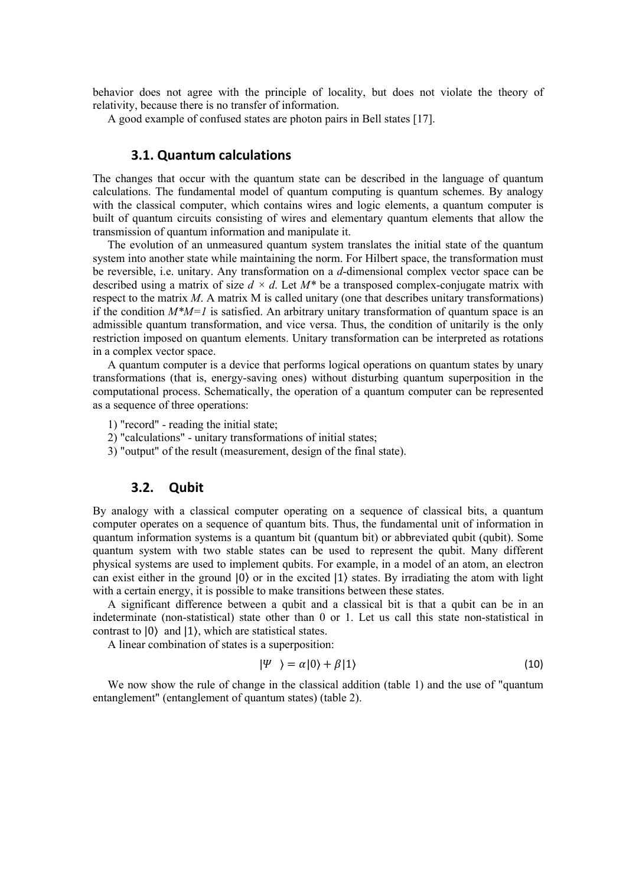behavior does not agree with the principle of locality, but does not violate the theory of relativity, because there is no transfer of information.

A good example of confused states are photon pairs in Bell states [17].

## 3.1. Quantum calculations

The changes that occur with the quantum state can be described in the language of quantum calculations. The fundamental model of quantum computing is quantum schemes. By analogy with the classical computer, which contains wires and logic elements, a quantum computer is built of quantum circuits consisting of wires and elementary quantum elements that allow the transmission of quantum information and manipulate it.

The evolution of an unmeasured quantum system translates the initial state of the quantum system into another state while maintaining the norm. For Hilbert space, the transformation must be reversible, i.e. unitary. Any transformation on a $d$-dimensional complex vector space can be described using a matrix of size $d \times d$. Let $M^*$ be a transposed complex-conjugate matrix with respect to the matrix $M$. A matrix M is called unitary (one that describes unitary transformations) if the condition $M^*M=1$ is satisfied. An arbitrary unitary transformation of quantum space is an admissible quantum transformation, and vice versa. Thus, the condition of unitarily is the only restriction imposed on quantum elements. Unitary transformation can be interpreted as rotations in a complex vector space.

A quantum computer is a device that performs logical operations on quantum states by unary transformations (that is, energy-saving ones) without disturbing quantum superposition in the computational process. Schematically, the operation of a quantum computer can be represented as a sequence of three operations:

1) "record" - reading the initial state;
2) "calculations" - unitary transformations of initial states;
3) "output" of the result (measurement, design of the final state).

## 3.2. Qubit

By analogy with a classical computer operating on a sequence of classical bits, a quantum computer operates on a sequence of quantum bits. Thus, the fundamental unit of information in quantum information systems is a quantum bit (quantum bit) or abbreviated qubit (qubit). Some quantum system with two stable states can be used to represent the qubit. Many different physical systems are used to implement qubits. For example, in a model of an atom, an electron can exist either in the ground $|0\rangle$ or in the excited $|1\rangle$ states. By irradiating the atom with light with a certain energy, it is possible to make transitions between these states.

A significant difference between a qubit and a classical bit is that a qubit can be in an indeterminate (non-statistical) state other than 0 or 1. Let us call this state non-statistical in contrast to $|0\rangle$ and $|1\rangle$, which are statistical states.

A linear combination of states is a superposition:

$$|\Psi\rangle = \alpha|0\rangle + \beta|1\rangle \tag{10}$$

We now show the rule of change in the classical addition (table 1) and the use of "quantum entanglement" (entanglement of quantum states) (table 2).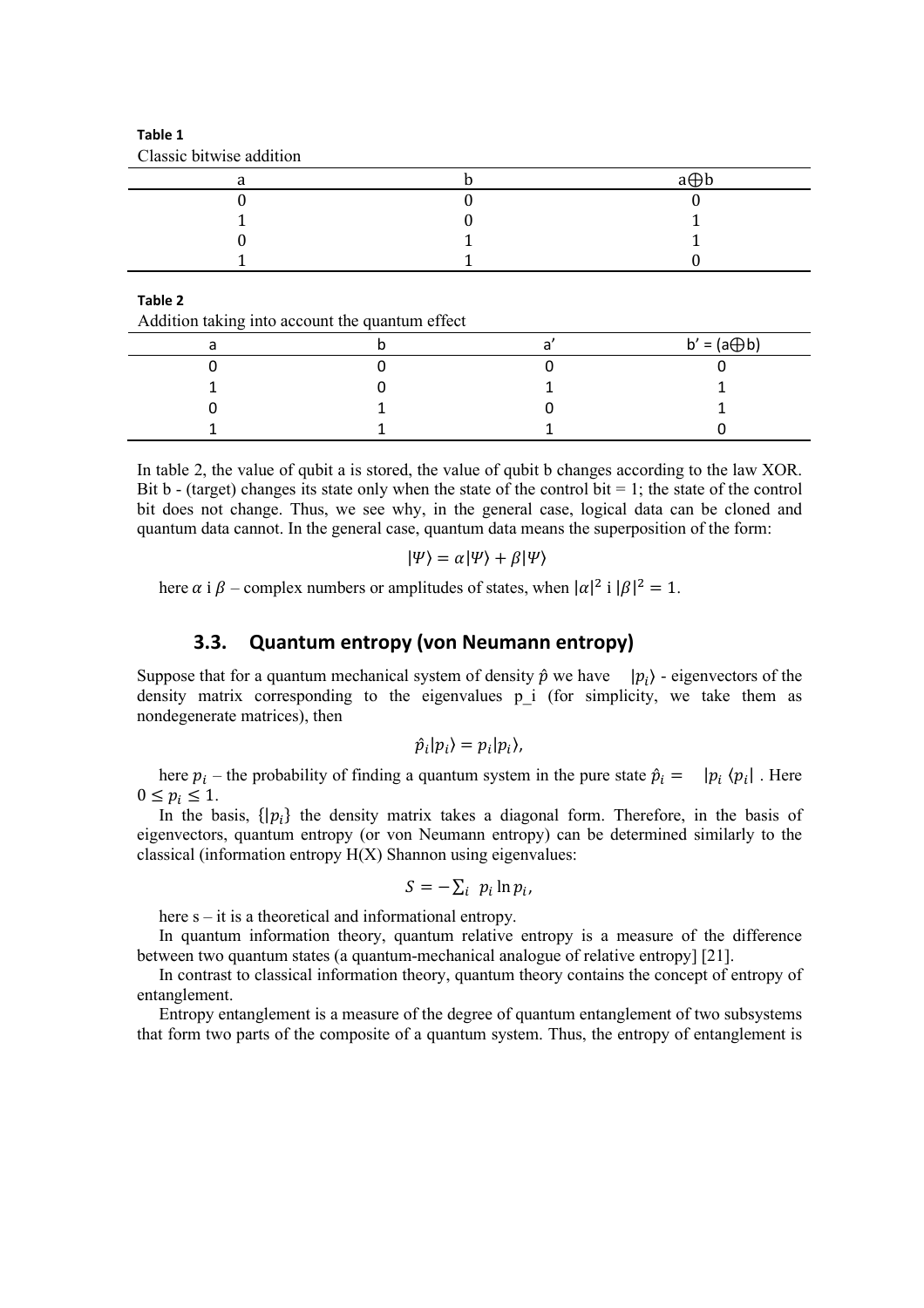**Table 1**

Classic bitwise addition

| a | b | a⊕b |
|---|---|---|
| 0 | 0 | 0 |
| 1 | 0 | 1 |
| 0 | 1 | 1 |
| 1 | 1 | 0 |

**Table 2**

Addition taking into account the quantum effect

| a | b | a’ | b’ = (a⊕b) |
|---|---|---|---|
| 0 | 0 | 0 | 0 |
| 1 | 0 | 1 | 1 |
| 0 | 1 | 0 | 1 |
| 1 | 1 | 1 | 0 |

In table 2, the value of qubit a is stored, the value of qubit b changes according to the law XOR. Bit b - (target) changes its state only when the state of the control bit = 1; the state of the control bit does not change. Thus, we see why, in the general case, logical data can be cloned and quantum data cannot. In the general case, quantum data means the superposition of the form:

$$|\Psi\rangle = \alpha|\Psi\rangle + \beta|\Psi\rangle$$

here $\alpha$ i $\beta$ – complex numbers or amplitudes of states, when $|\alpha|^2$ i $|\beta|^2 = 1$.

## 3.3. Quantum entropy (von Neumann entropy)

Suppose that for a quantum mechanical system of density $\hat{p}$ we have $|p_i\rangle$ - eigenvectors of the density matrix corresponding to the eigenvalues p_i (for simplicity, we take them as nondegenerate matrices), then

$$\hat{p}_i|p_i\rangle = p_i|p_i\rangle,$$

here $p_i$ – the probability of finding a quantum system in the pure state $\hat{p}_i = \ |p_i\ \langle p_i|$ . Here $0 \le p_i \le 1$.

In the basis, $\{|p_i\}$ the density matrix takes a diagonal form. Therefore, in the basis of eigenvectors, quantum entropy (or von Neumann entropy) can be determined similarly to the classical (information entropy H(X) Shannon using eigenvalues:

$$S = -\sum_i \ p_i \ln p_i,$$

here s – it is a theoretical and informational entropy.

In quantum information theory, quantum relative entropy is a measure of the difference between two quantum states (a quantum-mechanical analogue of relative entropy] [21].

In contrast to classical information theory, quantum theory contains the concept of entropy of entanglement.

Entropy entanglement is a measure of the degree of quantum entanglement of two subsystems that form two parts of the composite of a quantum system. Thus, the entropy of entanglement is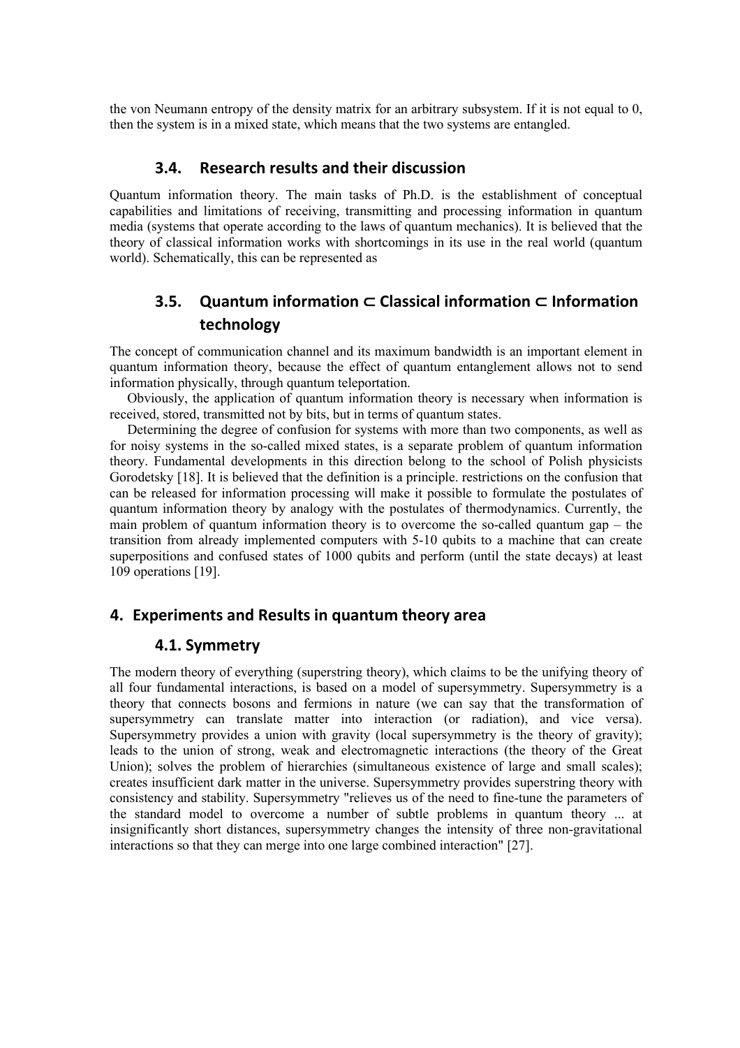the von Neumann entropy of the density matrix for an arbitrary subsystem. If it is not equal to 0, then the system is in a mixed state, which means that the two systems are entangled.

### 3.4. Research results and their discussion

Quantum information theory. The main tasks of Ph.D. is the establishment of conceptual capabilities and limitations of receiving, transmitting and processing information in quantum media (systems that operate according to the laws of quantum mechanics). It is believed that the theory of classical information works with shortcomings in its use in the real world (quantum world). Schematically, this can be represented as

### 3.5. Quantum information ⊂ Classical information ⊂ Information technology

The concept of communication channel and its maximum bandwidth is an important element in quantum information theory, because the effect of quantum entanglement allows not to send information physically, through quantum teleportation.

Obviously, the application of quantum information theory is necessary when information is received, stored, transmitted not by bits, but in terms of quantum states.

Determining the degree of confusion for systems with more than two components, as well as for noisy systems in the so-called mixed states, is a separate problem of quantum information theory. Fundamental developments in this direction belong to the school of Polish physicists Gorodetsky [18]. It is believed that the definition is a principle. restrictions on the confusion that can be released for information processing will make it possible to formulate the postulates of quantum information theory by analogy with the postulates of thermodynamics. Currently, the main problem of quantum information theory is to overcome the so-called quantum gap – the transition from already implemented computers with 5-10 qubits to a machine that can create superpositions and confused states of 1000 qubits and perform (until the state decays) at least 109 operations [19].

## 4. Experiments and Results in quantum theory area

### 4.1. Symmetry

The modern theory of everything (superstring theory), which claims to be the unifying theory of all four fundamental interactions, is based on a model of supersymmetry. Supersymmetry is a theory that connects bosons and fermions in nature (we can say that the transformation of supersymmetry can translate matter into interaction (or radiation), and vice versa). Supersymmetry provides a union with gravity (local supersymmetry is the theory of gravity); leads to the union of strong, weak and electromagnetic interactions (the theory of the Great Union); solves the problem of hierarchies (simultaneous existence of large and small scales); creates insufficient dark matter in the universe. Supersymmetry provides superstring theory with consistency and stability. Supersymmetry "relieves us of the need to fine-tune the parameters of the standard model to overcome a number of subtle problems in quantum theory ... at insignificantly short distances, supersymmetry changes the intensity of three non-gravitational interactions so that they can merge into one large combined interaction" [27].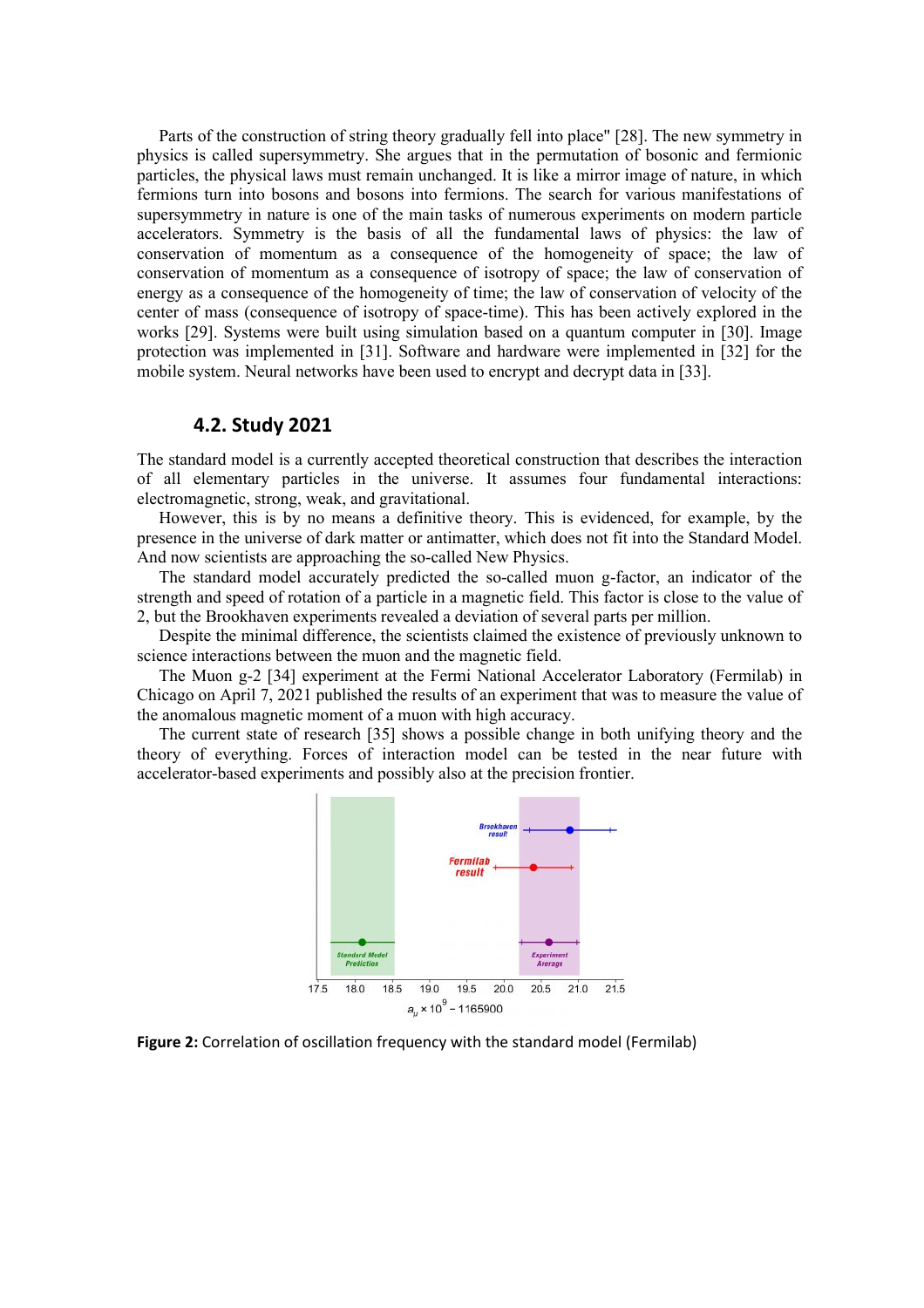Parts of the construction of string theory gradually fell into place" [28]. The new symmetry in physics is called supersymmetry. She argues that in the permutation of bosonic and fermionic particles, the physical laws must remain unchanged. It is like a mirror image of nature, in which fermions turn into bosons and bosons into fermions. The search for various manifestations of supersymmetry in nature is one of the main tasks of numerous experiments on modern particle accelerators. Symmetry is the basis of all the fundamental laws of physics: the law of conservation of momentum as a consequence of the homogeneity of space; the law of conservation of momentum as a consequence of isotropy of space; the law of conservation of energy as a consequence of the homogeneity of time; the law of conservation of velocity of the center of mass (consequence of isotropy of space-time). This has been actively explored in the works [29]. Systems were built using simulation based on a quantum computer in [30]. Image protection was implemented in [31]. Software and hardware were implemented in [32] for the mobile system. Neural networks have been used to encrypt and decrypt data in [33].

### 4.2. Study 2021

The standard model is a currently accepted theoretical construction that describes the interaction of all elementary particles in the universe. It assumes four fundamental interactions: electromagnetic, strong, weak, and gravitational.

However, this is by no means a definitive theory. This is evidenced, for example, by the presence in the universe of dark matter or antimatter, which does not fit into the Standard Model. And now scientists are approaching the so-called New Physics.

The standard model accurately predicted the so-called muon g-factor, an indicator of the strength and speed of rotation of a particle in a magnetic field. This factor is close to the value of 2, but the Brookhaven experiments revealed a deviation of several parts per million.

Despite the minimal difference, the scientists claimed the existence of previously unknown to science interactions between the muon and the magnetic field.

The Muon g-2 [34] experiment at the Fermi National Accelerator Laboratory (Fermilab) in Chicago on April 7, 2021 published the results of an experiment that was to measure the value of the anomalous magnetic moment of a muon with high accuracy.

The current state of research [35] shows a possible change in both unifying theory and the theory of everything. Forces of interaction model can be tested in the near future with accelerator-based experiments and possibly also at the precision frontier.

**Figure 2:** Correlation of oscillation frequency with the standard model (Fermilab)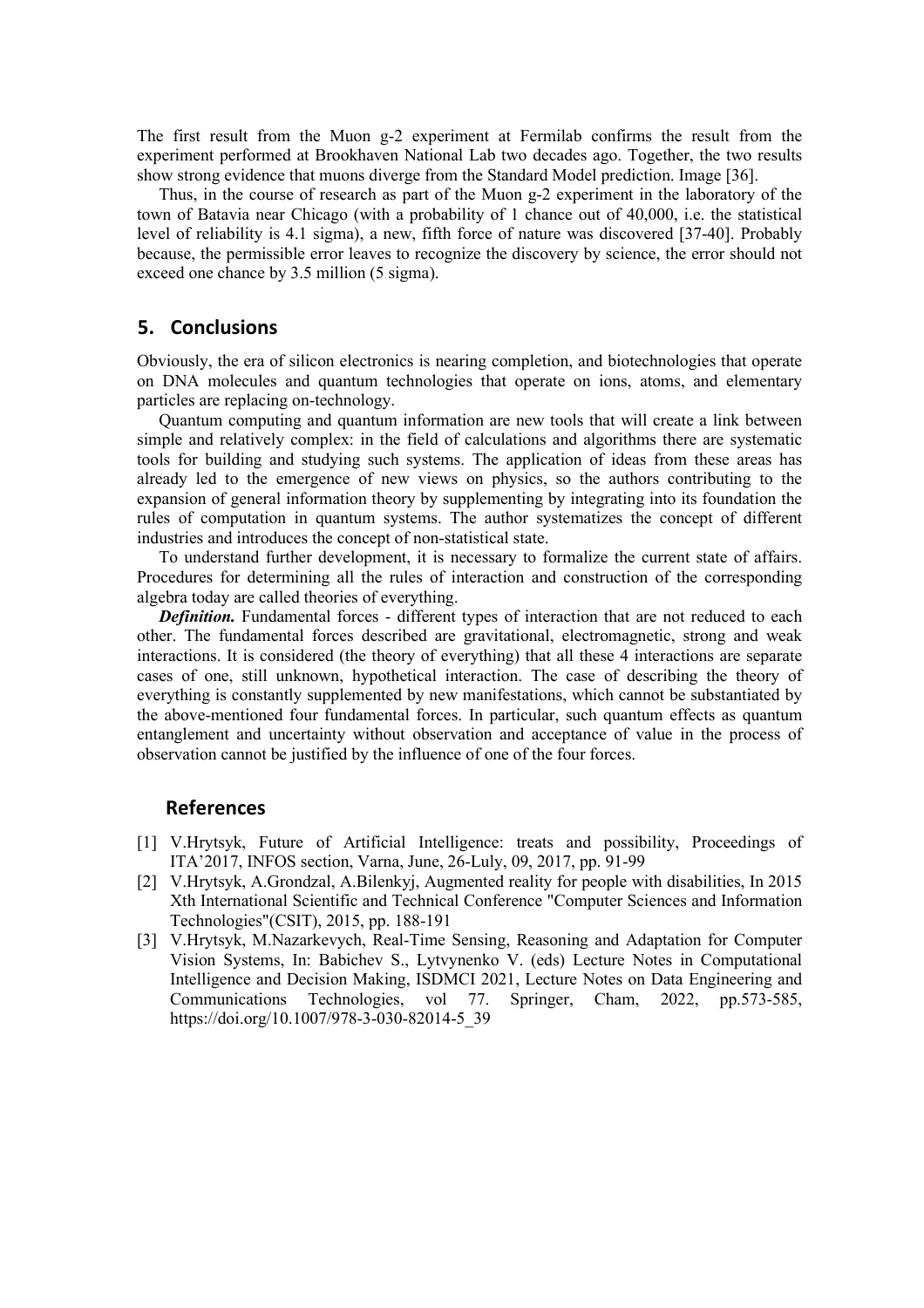The first result from the Muon g-2 experiment at Fermilab confirms the result from the experiment performed at Brookhaven National Lab two decades ago. Together, the two results show strong evidence that muons diverge from the Standard Model prediction. Image [36].

Thus, in the course of research as part of the Muon g-2 experiment in the laboratory of the town of Batavia near Chicago (with a probability of 1 chance out of 40,000, i.e. the statistical level of reliability is 4.1 sigma), a new, fifth force of nature was discovered [37-40]. Probably because, the permissible error leaves to recognize the discovery by science, the error should not exceed one chance by 3.5 million (5 sigma).

## 5. Conclusions

Obviously, the era of silicon electronics is nearing completion, and biotechnologies that operate on DNA molecules and quantum technologies that operate on ions, atoms, and elementary particles are replacing on-technology.

Quantum computing and quantum information are new tools that will create a link between simple and relatively complex: in the field of calculations and algorithms there are systematic tools for building and studying such systems. The application of ideas from these areas has already led to the emergence of new views on physics, so the authors contributing to the expansion of general information theory by supplementing by integrating into its foundation the rules of computation in quantum systems. The author systematizes the concept of different industries and introduces the concept of non-statistical state.

To understand further development, it is necessary to formalize the current state of affairs. Procedures for determining all the rules of interaction and construction of the corresponding algebra today are called theories of everything.

***Definition.*** Fundamental forces - different types of interaction that are not reduced to each other. The fundamental forces described are gravitational, electromagnetic, strong and weak interactions. It is considered (the theory of everything) that all these 4 interactions are separate cases of one, still unknown, hypothetical interaction. The case of describing the theory of everything is constantly supplemented by new manifestations, which cannot be substantiated by the above-mentioned four fundamental forces. In particular, such quantum effects as quantum entanglement and uncertainty without observation and acceptance of value in the process of observation cannot be justified by the influence of one of the four forces.

## References

[1] V.Hrytsyk, Future of Artificial Intelligence: treats and possibility, Proceedings of ITA'2017, INFOS section, Varna, June, 26-Luly, 09, 2017, pp. 91-99

[2] V.Hrytsyk, A.Grondzal, A.Bilenkyj, Augmented reality for people with disabilities, In 2015 Xth International Scientific and Technical Conference "Computer Sciences and Information Technologies"(CSIT), 2015, pp. 188-191

[3] V.Hrytsyk, M.Nazarkevych, Real-Time Sensing, Reasoning and Adaptation for Computer Vision Systems, In: Babichev S., Lytvynenko V. (eds) Lecture Notes in Computational Intelligence and Decision Making, ISDMCI 2021, Lecture Notes on Data Engineering and Communications Technologies, vol 77. Springer, Cham, 2022, pp.573-585, https://doi.org/10.1007/978-3-030-82014-5_39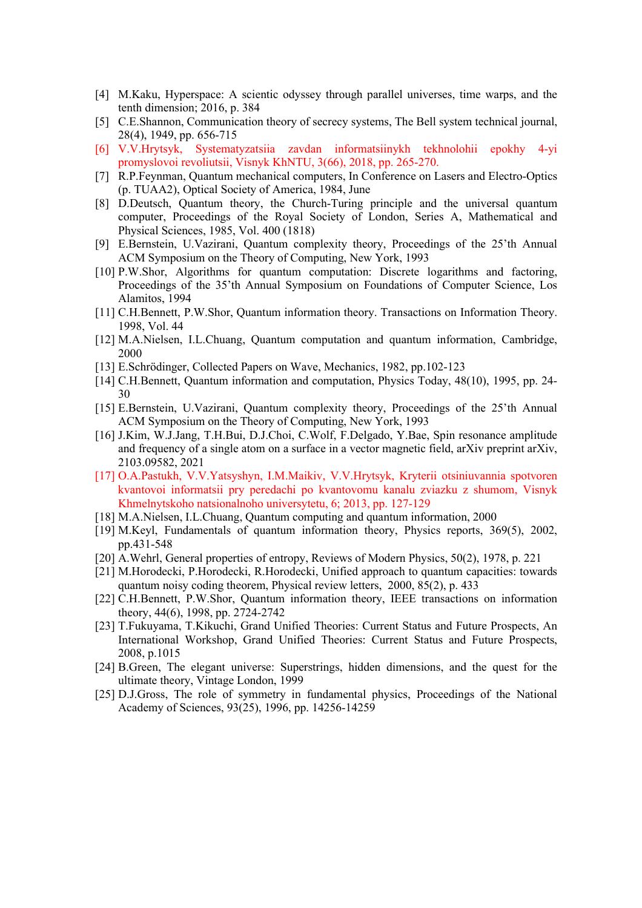[4] M.Kaku, Hyperspace: A scientic odyssey through parallel universes, time warps, and the tenth dimension; 2016, p. 384

[5] C.E.Shannon, Communication theory of secrecy systems, The Bell system technical journal, 28(4), 1949, pp. 656-715

[6] V.V.Hrytsyk, Systematyzatsiia zavdan informatsiinykh tekhnolohii epokhy 4-yi promyslovoi revoliutsii, Visnyk KhNTU, 3(66), 2018, pp. 265-270.

[7] R.P.Feynman, Quantum mechanical computers, In Conference on Lasers and Electro-Optics (p. TUAA2), Optical Society of America, 1984, June

[8] D.Deutsch, Quantum theory, the Church-Turing principle and the universal quantum computer, Proceedings of the Royal Society of London, Series A, Mathematical and Physical Sciences, 1985, Vol. 400 (1818)

[9] E.Bernstein, U.Vazirani, Quantum complexity theory, Proceedings of the 25'th Annual ACM Symposium on the Theory of Computing, New York, 1993

[10] P.W.Shor, Algorithms for quantum computation: Discrete logarithms and factoring, Proceedings of the 35'th Annual Symposium on Foundations of Computer Science, Los Alamitos, 1994

[11] C.H.Bennett, P.W.Shor, Quantum information theory. Transactions on Information Theory. 1998, Vol. 44

[12] M.A.Nielsen, I.L.Chuang, Quantum computation and quantum information, Cambridge, 2000

[13] E.Schrödinger, Collected Papers on Wave, Mechanics, 1982, pp.102-123

[14] C.H.Bennett, Quantum information and computation, Physics Today, 48(10), 1995, pp. 24-30

[15] E.Bernstein, U.Vazirani, Quantum complexity theory, Proceedings of the 25'th Annual ACM Symposium on the Theory of Computing, New York, 1993

[16] J.Kim, W.J.Jang, T.H.Bui, D.J.Choi, C.Wolf, F.Delgado, Y.Bae, Spin resonance amplitude and frequency of a single atom on a surface in a vector magnetic field, arXiv preprint arXiv, 2103.09582, 2021

[17] O.A.Pastukh, V.V.Yatsyshyn, I.M.Maikiv, V.V.Hrytsyk, Kryterii otsiniuvannia spotvoren kvantovoi informatsii pry peredachi po kvantovomu kanalu zviazku z shumom, Visnyk Khmelnytskoho natsionalnoho universytetu, 6; 2013, pp. 127-129

[18] M.A.Nielsen, I.L.Chuang, Quantum computing and quantum information, 2000

[19] M.Keyl, Fundamentals of quantum information theory, Physics reports, 369(5), 2002, pp.431-548

[20] A.Wehrl, General properties of entropy, Reviews of Modern Physics, 50(2), 1978, p. 221

[21] M.Horodecki, P.Horodecki, R.Horodecki, Unified approach to quantum capacities: towards quantum noisy coding theorem, Physical review letters, 2000, 85(2), p. 433

[22] C.H.Bennett, P.W.Shor, Quantum information theory, IEEE transactions on information theory, 44(6), 1998, pp. 2724-2742

[23] T.Fukuyama, T.Kikuchi, Grand Unified Theories: Current Status and Future Prospects, An International Workshop, Grand Unified Theories: Current Status and Future Prospects, 2008, p.1015

[24] B.Green, The elegant universe: Superstrings, hidden dimensions, and the quest for the ultimate theory, Vintage London, 1999

[25] D.J.Gross, The role of symmetry in fundamental physics, Proceedings of the National Academy of Sciences, 93(25), 1996, pp. 14256-14259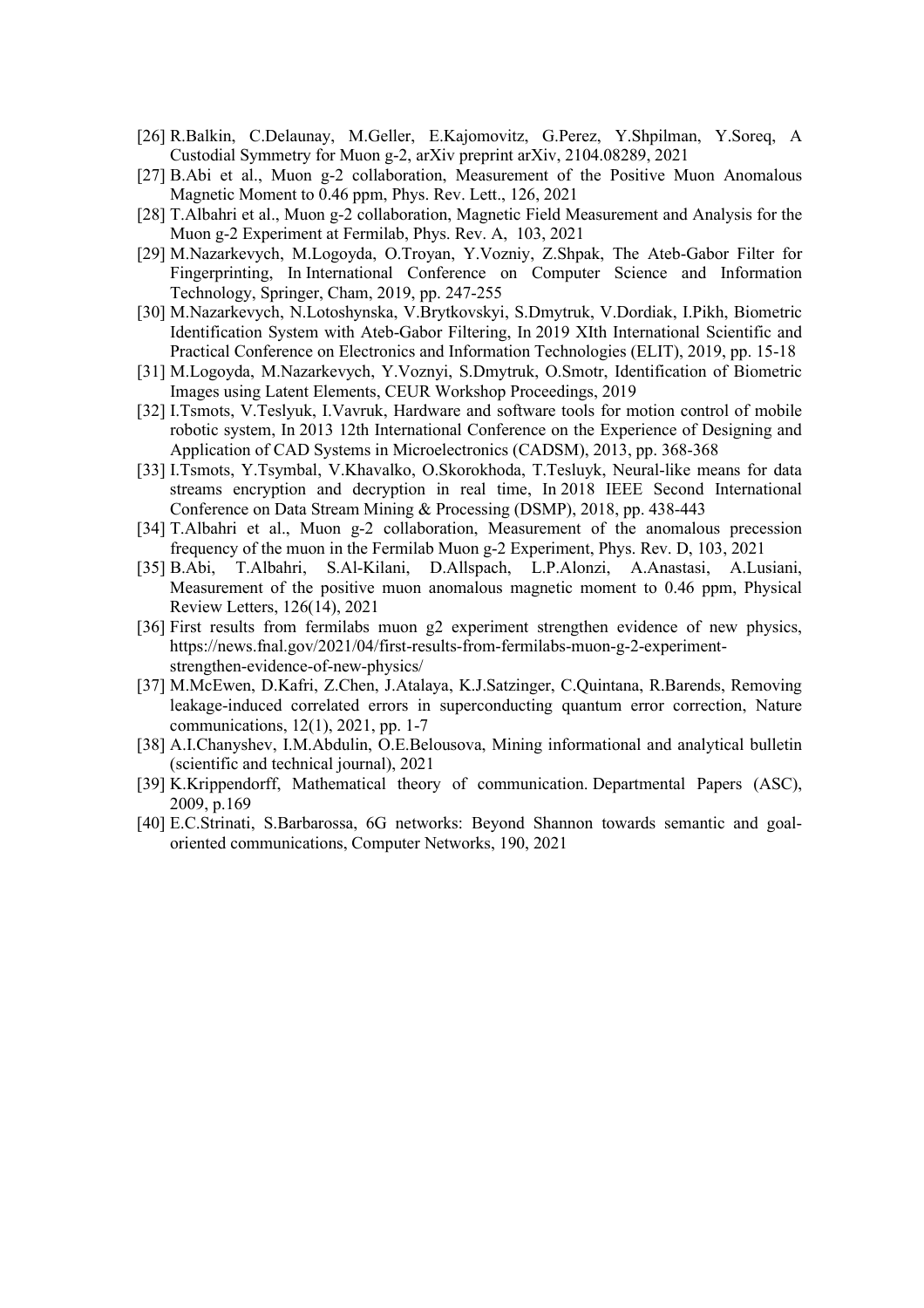[26] R.Balkin, C.Delaunay, M.Geller, E.Kajomovitz, G.Perez, Y.Shpilman, Y.Soreq, A Custodial Symmetry for Muon g-2, arXiv preprint arXiv, 2104.08289, 2021

[27] B.Abi et al., Muon g-2 collaboration, Measurement of the Positive Muon Anomalous Magnetic Moment to 0.46 ppm, Phys. Rev. Lett., 126, 2021

[28] T.Albahri et al., Muon g-2 collaboration, Magnetic Field Measurement and Analysis for the Muon g-2 Experiment at Fermilab, Phys. Rev. A, 103, 2021

[29] M.Nazarkevych, M.Logoyda, O.Troyan, Y.Vozniy, Z.Shpak, The Ateb-Gabor Filter for Fingerprinting, In International Conference on Computer Science and Information Technology, Springer, Cham, 2019, pp. 247-255

[30] M.Nazarkevych, N.Lotoshynska, V.Brytkovskyi, S.Dmytruk, V.Dordiak, I.Pikh, Biometric Identification System with Ateb-Gabor Filtering, In 2019 XIth International Scientific and Practical Conference on Electronics and Information Technologies (ELIT), 2019, pp. 15-18

[31] M.Logoyda, M.Nazarkevych, Y.Voznyi, S.Dmytruk, O.Smotr, Identification of Biometric Images using Latent Elements, CEUR Workshop Proceedings, 2019

[32] I.Tsmots, V.Teslyuk, I.Vavruk, Hardware and software tools for motion control of mobile robotic system, In 2013 12th International Conference on the Experience of Designing and Application of CAD Systems in Microelectronics (CADSM), 2013, pp. 368-368

[33] I.Tsmots, Y.Tsymbal, V.Khavalko, O.Skorokhoda, T.Tesluyk, Neural-like means for data streams encryption and decryption in real time, In 2018 IEEE Second International Conference on Data Stream Mining & Processing (DSMP), 2018, pp. 438-443

[34] T.Albahri et al., Muon g-2 collaboration, Measurement of the anomalous precession frequency of the muon in the Fermilab Muon g-2 Experiment, Phys. Rev. D, 103, 2021

[35] B.Abi, T.Albahri, S.Al-Kilani, D.Allspach, L.P.Alonzi, A.Anastasi, A.Lusiani, Measurement of the positive muon anomalous magnetic moment to 0.46 ppm, Physical Review Letters, 126(14), 2021

[36] First results from fermilabs muon g2 experiment strengthen evidence of new physics, https://news.fnal.gov/2021/04/first-results-from-fermilabs-muon-g-2-experiment-strengthen-evidence-of-new-physics/

[37] M.McEwen, D.Kafri, Z.Chen, J.Atalaya, K.J.Satzinger, C.Quintana, R.Barends, Removing leakage-induced correlated errors in superconducting quantum error correction, Nature communications, 12(1), 2021, pp. 1-7

[38] A.I.Chanyshev, I.M.Abdulin, O.E.Belousova, Mining informational and analytical bulletin (scientific and technical journal), 2021

[39] K.Krippendorff, Mathematical theory of communication. Departmental Papers (ASC), 2009, p.169

[40] E.C.Strinati, S.Barbarossa, 6G networks: Beyond Shannon towards semantic and goal-oriented communications, Computer Networks, 190, 2021